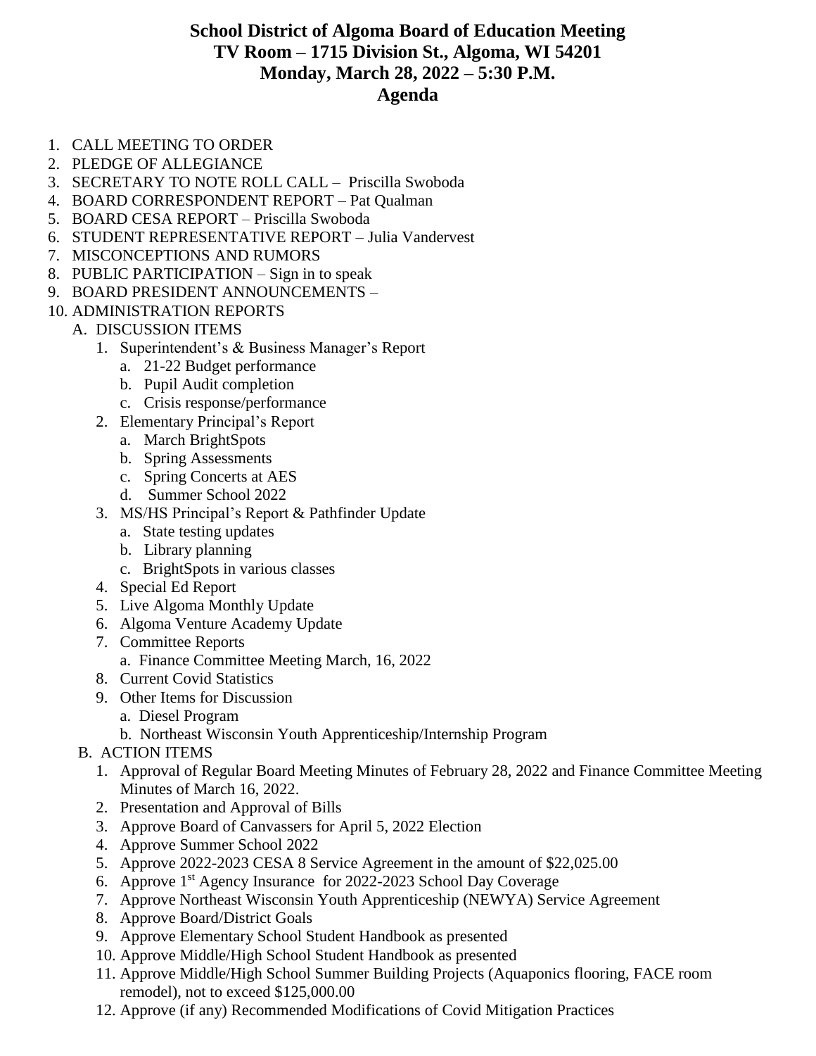# School District of Algoma Board of Education Meeting
## TV Room – 1715 Division St., Algoma, WI 54201
## Monday, March 28, 2022 – 5:30 P.M.
## Agenda

1. CALL MEETING TO ORDER
2. PLEDGE OF ALLEGIANCE
3. SECRETARY TO NOTE ROLL CALL – Priscilla Swoboda
4. BOARD CORRESPONDENT REPORT – Pat Qualman
5. BOARD CESA REPORT – Priscilla Swoboda
6. STUDENT REPRESENTATIVE REPORT – Julia Vandervest
7. MISCONCEPTIONS AND RUMORS
8. PUBLIC PARTICIPATION – Sign in to speak
9. BOARD PRESIDENT ANNOUNCEMENTS –
10. ADMINISTRATION REPORTS
    - A. DISCUSSION ITEMS
        1. Superintendent's & Business Manager's Report
            - a. 21-22 Budget performance
            - b. Pupil Audit completion
            - c. Crisis response/performance
        2. Elementary Principal's Report
            - a. March BrightSpots
            - b. Spring Assessments
            - c. Spring Concerts at AES
            - d. Summer School 2022
        3. MS/HS Principal's Report & Pathfinder Update
            - a. State testing updates
            - b. Library planning
            - c. BrightSpots in various classes
        4. Special Ed Report
        5. Live Algoma Monthly Update
        6. Algoma Venture Academy Update
        7. Committee Reports
            - a. Finance Committee Meeting March, 16, 2022
        8. Current Covid Statistics
        9. Other Items for Discussion
            - a. Diesel Program
            - b. Northeast Wisconsin Youth Apprenticeship/Internship Program
    - B. ACTION ITEMS
        1. Approval of Regular Board Meeting Minutes of February 28, 2022 and Finance Committee Meeting Minutes of March 16, 2022.
        2. Presentation and Approval of Bills
        3. Approve Board of Canvassers for April 5, 2022 Election
        4. Approve Summer School 2022
        5. Approve 2022-2023 CESA 8 Service Agreement in the amount of $22,025.00
        6. Approve 1st Agency Insurance for 2022-2023 School Day Coverage
        7. Approve Northeast Wisconsin Youth Apprenticeship (NEWYA) Service Agreement
        8. Approve Board/District Goals
        9. Approve Elementary School Student Handbook as presented
        10. Approve Middle/High School Student Handbook as presented
        11. Approve Middle/High School Summer Building Projects (Aquaponics flooring, FACE room remodel), not to exceed $125,000.00
        12. Approve (if any) Recommended Modifications of Covid Mitigation Practices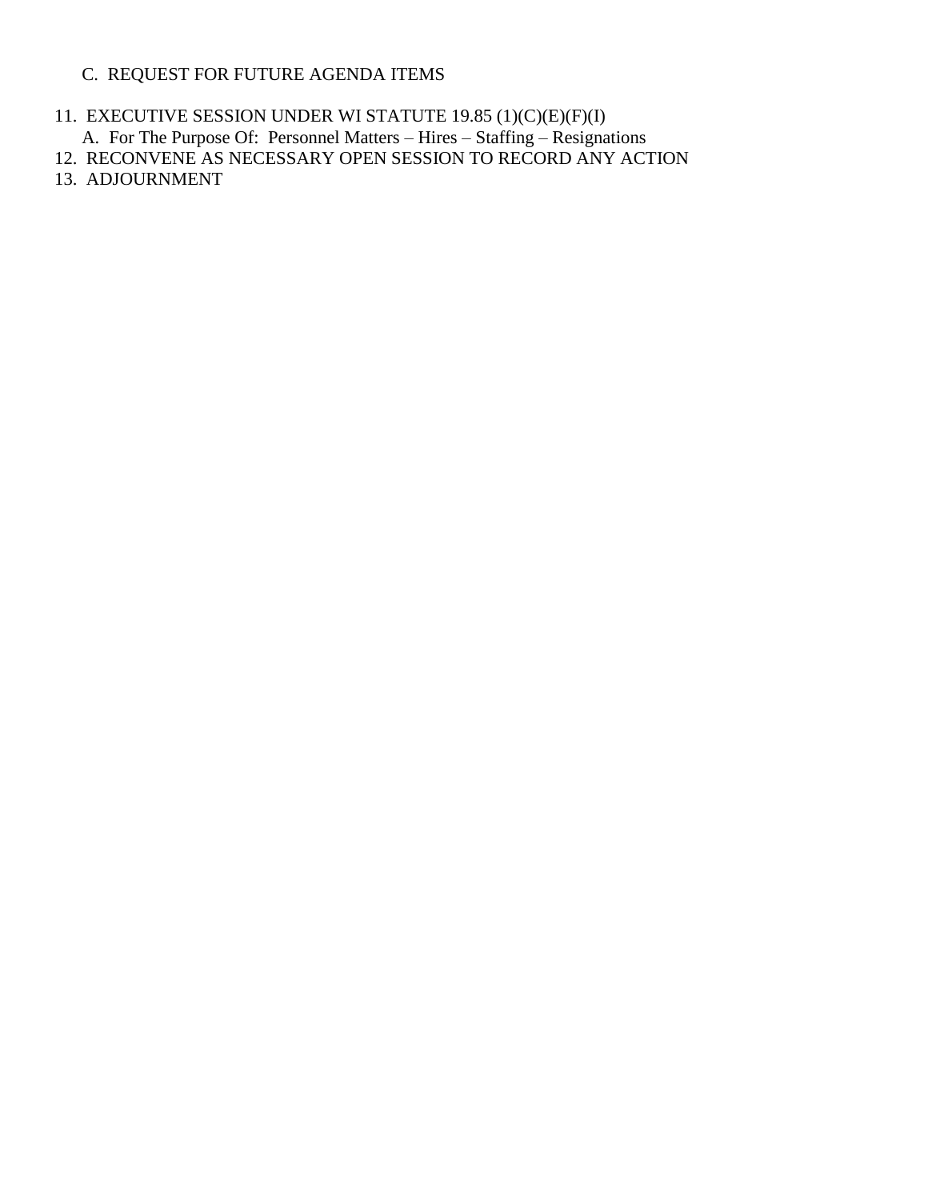C. REQUEST FOR FUTURE AGENDA ITEMS

11. EXECUTIVE SESSION UNDER WI STATUTE 19.85 (1)(C)(E)(F)(I)
    A. For The Purpose Of: Personnel Matters – Hires – Staffing – Resignations
12. RECONVENE AS NECESSARY OPEN SESSION TO RECORD ANY ACTION
13. ADJOURNMENT